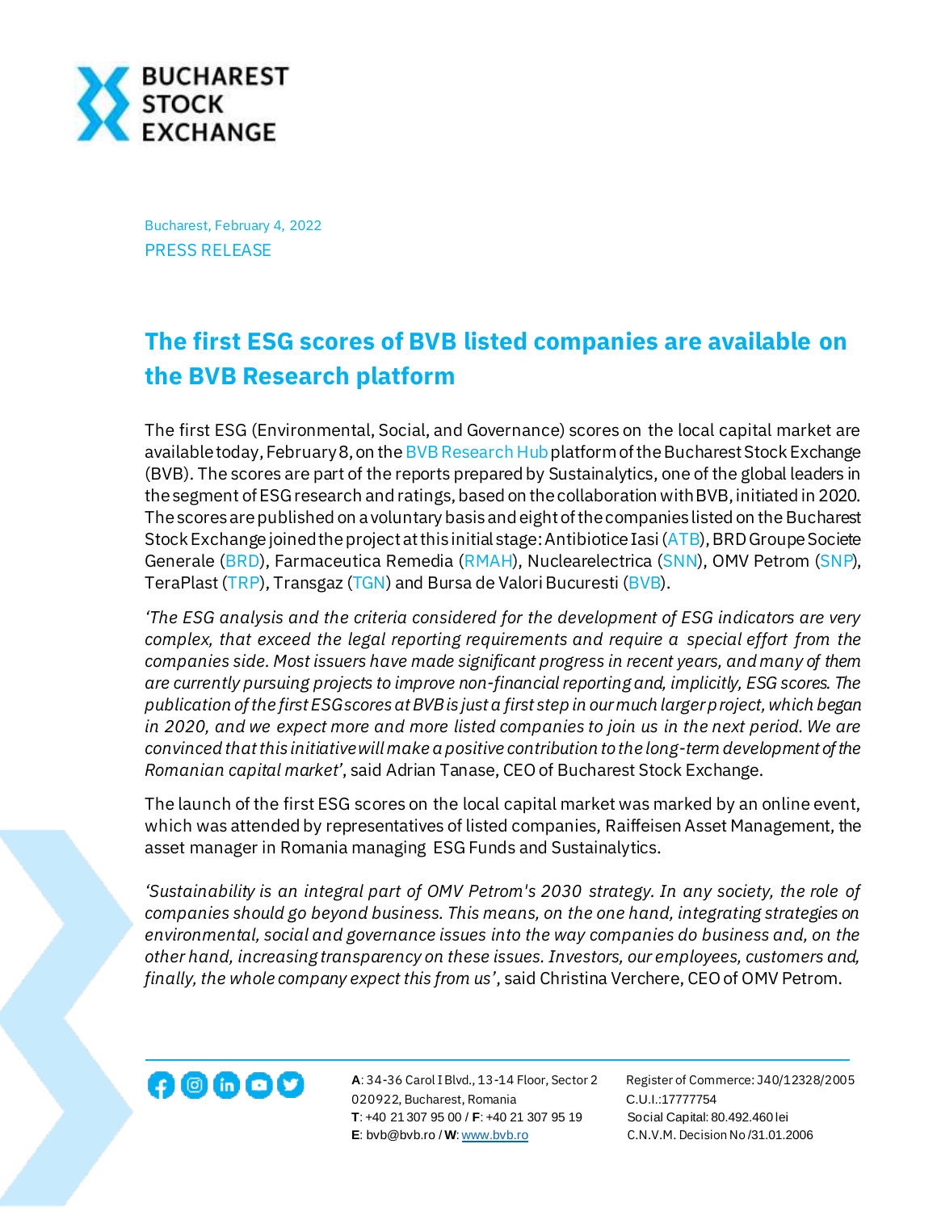Bucharest, February 4, 2022

PRESS RELEASE

# The first ESG scores of BVB listed companies are available on the BVB Research platform

The first ESG (Environmental, Social, and Governance) scores on the local capital market are available today, February 8, on the BVB Research Hub platform of the Bucharest Stock Exchange (BVB). The scores are part of the reports prepared by Sustainalytics, one of the global leaders in the segment of ESG research and ratings, based on the collaboration with BVB, initiated in 2020. The scores are published on a voluntary basis and eight of the companies listed on the Bucharest Stock Exchange joined the project at this initial stage: Antibiotice Iasi (ATB), BRD Groupe Societe Generale (BRD), Farmaceutica Remedia (RMAH), Nuclearelectrica (SNN), OMV Petrom (SNP), TeraPlast (TRP), Transgaz (TGN) and Bursa de Valori Bucuresti (BVB).

*'The ESG analysis and the criteria considered for the development of ESG indicators are very complex, that exceed the legal reporting requirements and require a special effort from the companies side. Most issuers have made significant progress in recent years, and many of them are currently pursuing projects to improve non-financial reporting and, implicitly, ESG scores. The publication of the first ESG scores at BVB is just a first step in our much larger project, which began in 2020, and we expect more and more listed companies to join us in the next period. We are convinced that this initiative will make a positive contribution to the long-term development of the Romanian capital market'*, said Adrian Tanase, CEO of Bucharest Stock Exchange.

The launch of the first ESG scores on the local capital market was marked by an online event, which was attended by representatives of listed companies, Raiffeisen Asset Management, the asset manager in Romania managing ESG Funds and Sustainalytics.

*'Sustainability is an integral part of OMV Petrom's 2030 strategy. In any society, the role of companies should go beyond business. This means, on the one hand, integrating strategies on environmental, social and governance issues into the way companies do business and, on the other hand, increasing transparency on these issues. Investors, our employees, customers and, finally, the whole company expect this from us'*, said Christina Verchere, CEO of OMV Petrom.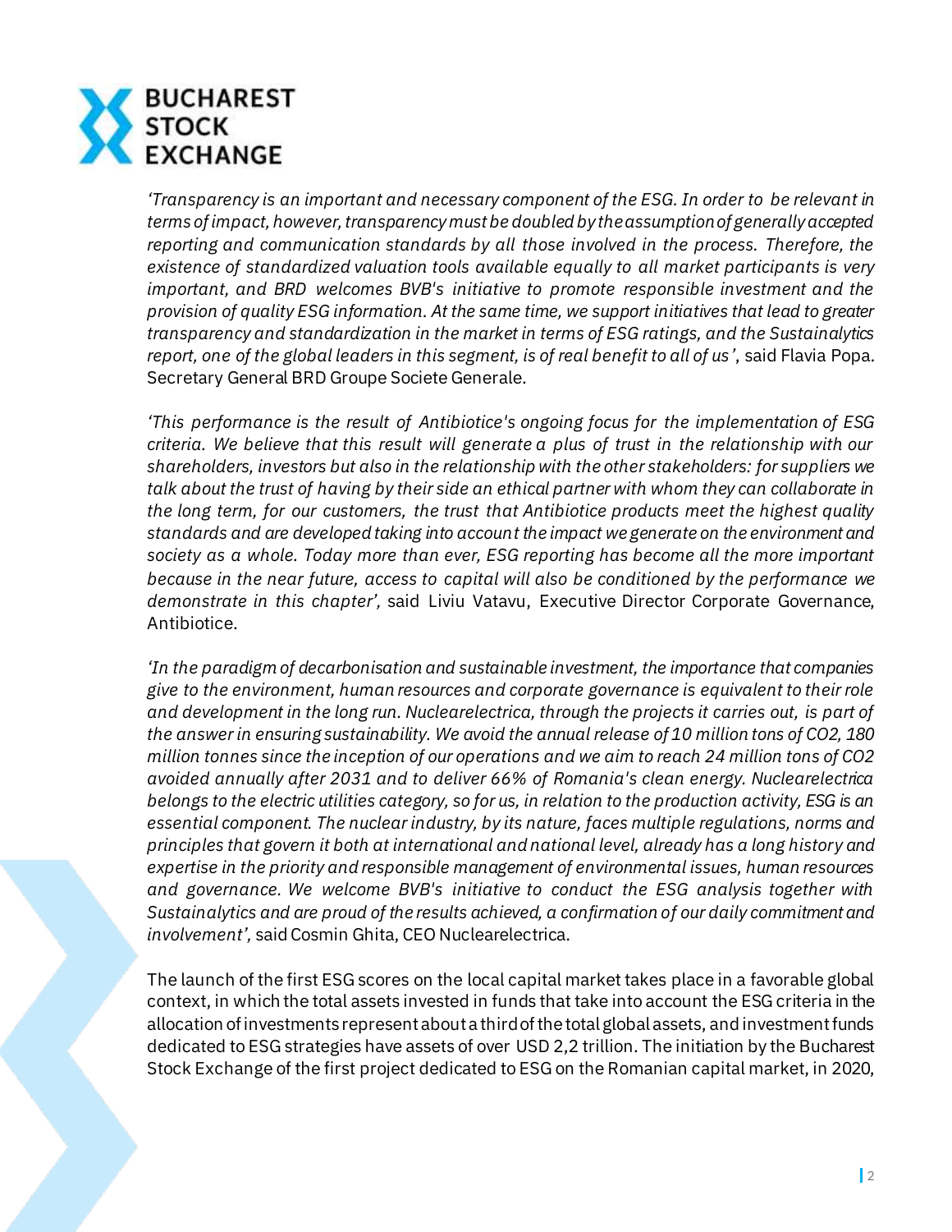*‘Transparency is an important and necessary component of the ESG. In order to be relevant in terms of impact, however, transparency must be doubled by the assumption of generally accepted reporting and communication standards by all those involved in the process. Therefore, the existence of standardized valuation tools available equally to all market participants is very important, and BRD welcomes BVB's initiative to promote responsible investment and the provision of quality ESG information. At the same time, we support initiatives that lead to greater transparency and standardization in the market in terms of ESG ratings, and the Sustainalytics report, one of the global leaders in this segment, is of real benefit to all of us’*, said Flavia Popa. Secretary General BRD Groupe Societe Generale.

*‘This performance is the result of Antibiotice's ongoing focus for the implementation of ESG criteria. We believe that this result will generate a plus of trust in the relationship with our shareholders, investors but also in the relationship with the other stakeholders: for suppliers we talk about the trust of having by their side an ethical partner with whom they can collaborate in the long term, for our customers, the trust that Antibiotice products meet the highest quality standards and are developed taking into account the impact we generate on the environment and society as a whole. Today more than ever, ESG reporting has become all the more important because in the near future, access to capital will also be conditioned by the performance we demonstrate in this chapter’*, said Liviu Vatavu, Executive Director Corporate Governance, Antibiotice.

*‘In the paradigm of decarbonisation and sustainable investment, the importance that companies give to the environment, human resources and corporate governance is equivalent to their role and development in the long run. Nuclearelectrica, through the projects it carries out, is part of the answer in ensuring sustainability. We avoid the annual release of 10 million tons of CO2, 180 million tonnes since the inception of our operations and we aim to reach 24 million tons of CO2 avoided annually after 2031 and to deliver 66% of Romania's clean energy. Nuclearelectrica belongs to the electric utilities category, so for us, in relation to the production activity, ESG is an essential component. The nuclear industry, by its nature, faces multiple regulations, norms and principles that govern it both at international and national level, already has a long history and expertise in the priority and responsible management of environmental issues, human resources and governance. We welcome BVB's initiative to conduct the ESG analysis together with Sustainalytics and are proud of the results achieved, a confirmation of our daily commitment and involvement’*, said Cosmin Ghita, CEO Nuclearelectrica.

The launch of the first ESG scores on the local capital market takes place in a favorable global context, in which the total assets invested in funds that take into account the ESG criteria in the allocation of investments represent about a third of the total global assets, and investment funds dedicated to ESG strategies have assets of over USD 2,2 trillion. The initiation by the Bucharest Stock Exchange of the first project dedicated to ESG on the Romanian capital market, in 2020,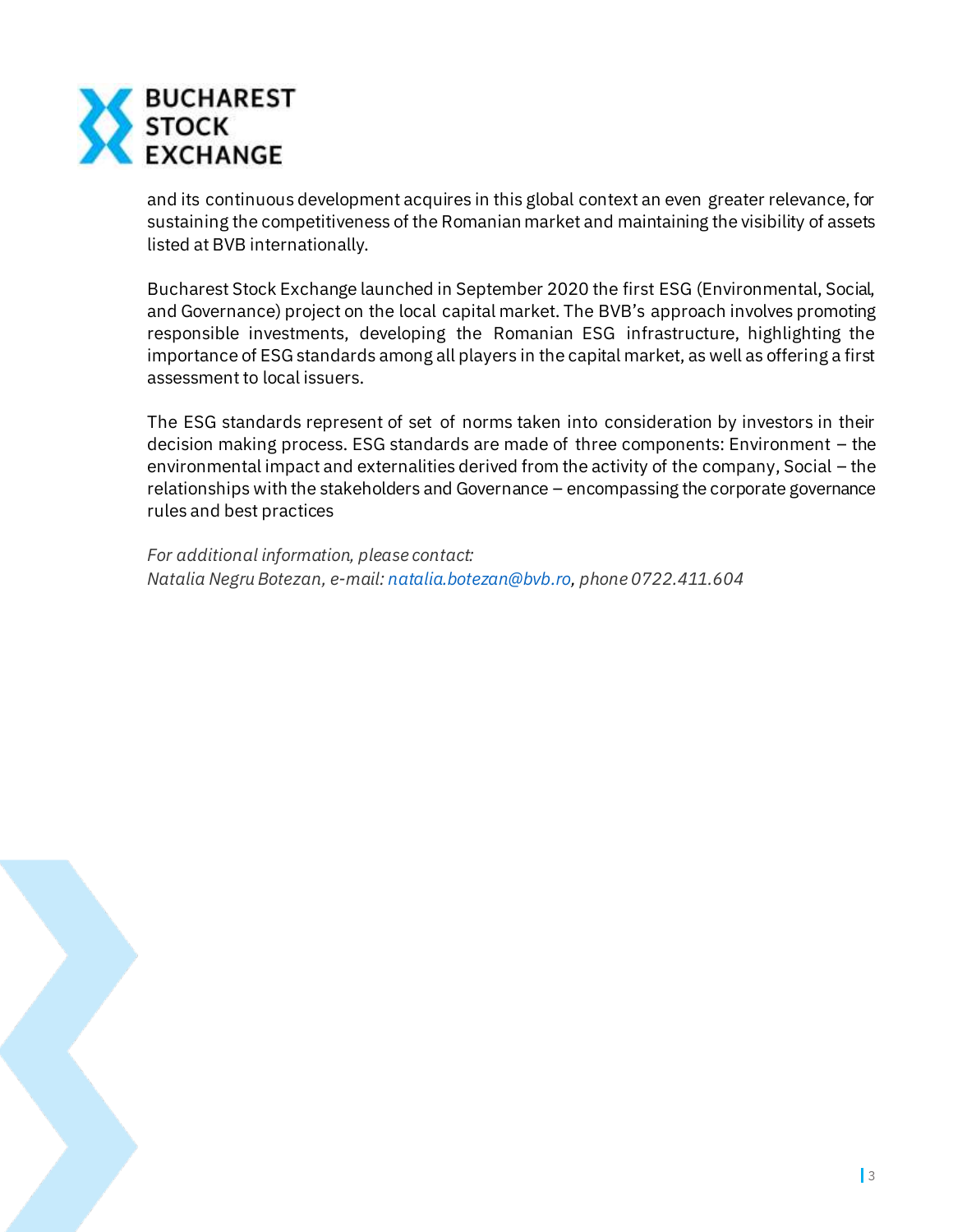and its continuous development acquires in this global context an even greater relevance, for sustaining the competitiveness of the Romanian market and maintaining the visibility of assets listed at BVB internationally.

Bucharest Stock Exchange launched in September 2020 the first ESG (Environmental, Social, and Governance) project on the local capital market. The BVB's approach involves promoting responsible investments, developing the Romanian ESG infrastructure, highlighting the importance of ESG standards among all players in the capital market, as well as offering a first assessment to local issuers.

The ESG standards represent of set of norms taken into consideration by investors in their decision making process. ESG standards are made of three components: Environment – the environmental impact and externalities derived from the activity of the company, Social – the relationships with the stakeholders and Governance – encompassing the corporate governance rules and best practices

*For additional information, please contact:*
*Natalia Negru Botezan, e-mail: natalia.botezan@bvb.ro, phone 0722.411.604*